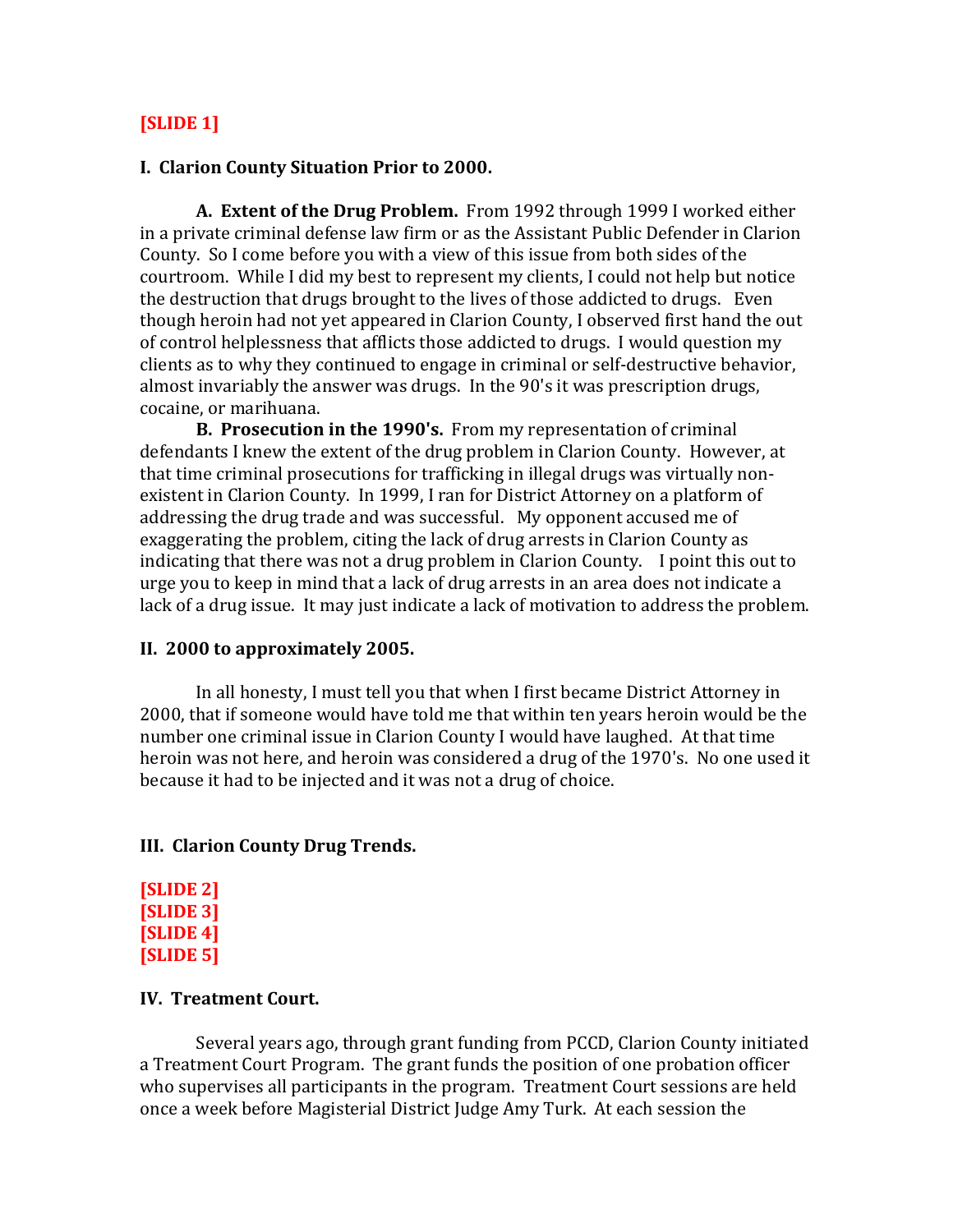**[SLIDE 1]**

## I. Clarion County Situation Prior to 2000.

**A. Extent of the Drug Problem.** From 1992 through 1999 I worked either in a private criminal defense law firm or as the Assistant Public Defender in Clarion County. So I come before you with a view of this issue from both sides of the courtroom. While I did my best to represent my clients, I could not help but notice the destruction that drugs brought to the lives of those addicted to drugs. Even though heroin had not yet appeared in Clarion County, I observed first hand the out of control helplessness that afflicts those addicted to drugs. I would question my clients as to why they continued to engage in criminal or self-destructive behavior, almost invariably the answer was drugs. In the 90's it was prescription drugs, cocaine, or marihuana.

**B. Prosecution in the 1990's.** From my representation of criminal defendants I knew the extent of the drug problem in Clarion County. However, at that time criminal prosecutions for trafficking in illegal drugs was virtually non-existent in Clarion County. In 1999, I ran for District Attorney on a platform of addressing the drug trade and was successful. My opponent accused me of exaggerating the problem, citing the lack of drug arrests in Clarion County as indicating that there was not a drug problem in Clarion County. I point this out to urge you to keep in mind that a lack of drug arrests in an area does not indicate a lack of a drug issue. It may just indicate a lack of motivation to address the problem.

## II. 2000 to approximately 2005.

In all honesty, I must tell you that when I first became District Attorney in 2000, that if someone would have told me that within ten years heroin would be the number one criminal issue in Clarion County I would have laughed. At that time heroin was not here, and heroin was considered a drug of the 1970's. No one used it because it had to be injected and it was not a drug of choice.

## III. Clarion County Drug Trends.

**[SLIDE 2]**
**[SLIDE 3]**
**[SLIDE 4]**
**[SLIDE 5]**

## IV. Treatment Court.

Several years ago, through grant funding from PCCD, Clarion County initiated a Treatment Court Program. The grant funds the position of one probation officer who supervises all participants in the program. Treatment Court sessions are held once a week before Magisterial District Judge Amy Turk. At each session the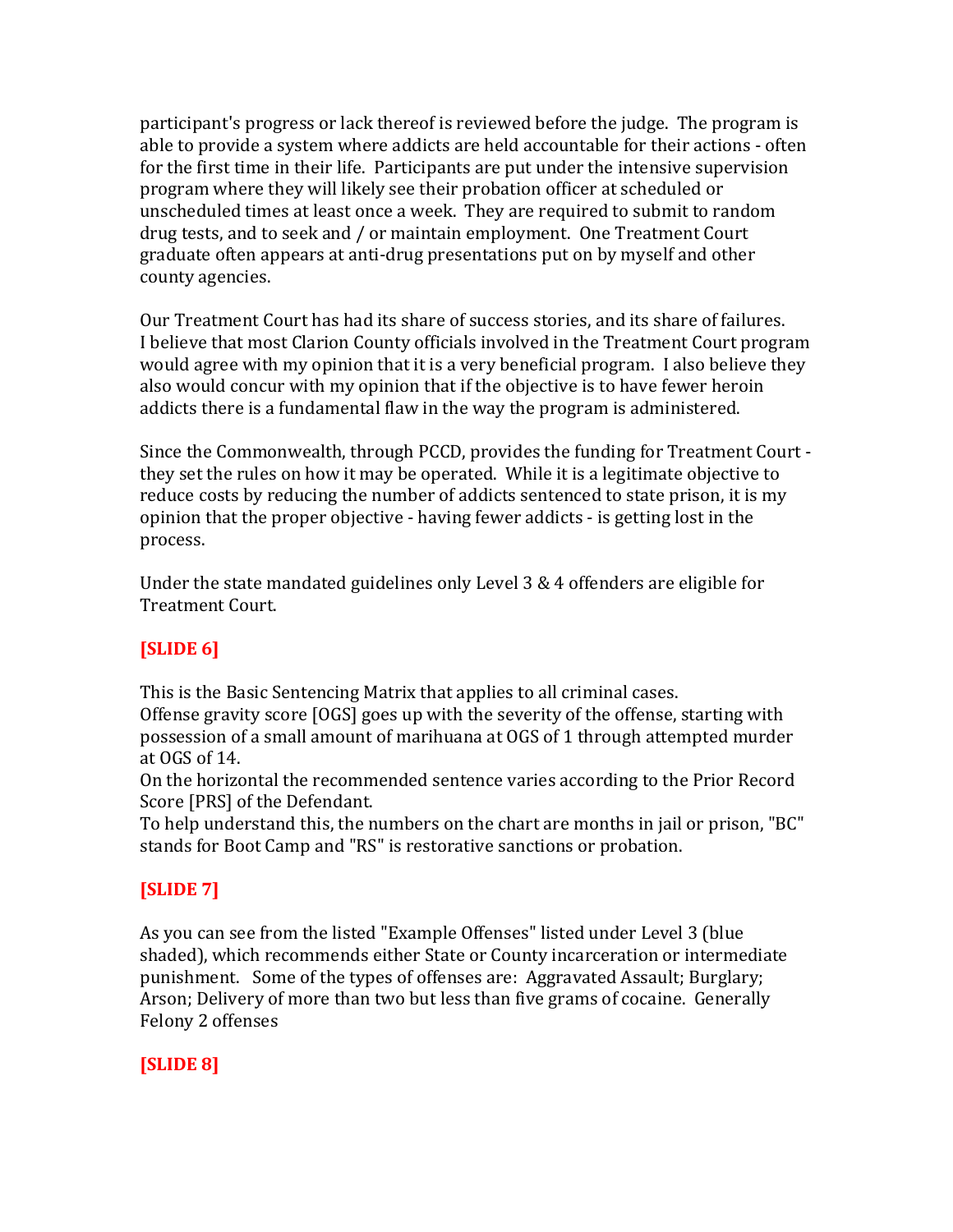participant's progress or lack thereof is reviewed before the judge. The program is able to provide a system where addicts are held accountable for their actions - often for the first time in their life. Participants are put under the intensive supervision program where they will likely see their probation officer at scheduled or unscheduled times at least once a week. They are required to submit to random drug tests, and to seek and / or maintain employment. One Treatment Court graduate often appears at anti-drug presentations put on by myself and other county agencies.

Our Treatment Court has had its share of success stories, and its share of failures. I believe that most Clarion County officials involved in the Treatment Court program would agree with my opinion that it is a very beneficial program. I also believe they also would concur with my opinion that if the objective is to have fewer heroin addicts there is a fundamental flaw in the way the program is administered.

Since the Commonwealth, through PCCD, provides the funding for Treatment Court - they set the rules on how it may be operated. While it is a legitimate objective to reduce costs by reducing the number of addicts sentenced to state prison, it is my opinion that the proper objective - having fewer addicts - is getting lost in the process.

Under the state mandated guidelines only Level 3 & 4 offenders are eligible for Treatment Court.

**[SLIDE 6]**

This is the Basic Sentencing Matrix that applies to all criminal cases.
Offense gravity score [OGS] goes up with the severity of the offense, starting with possession of a small amount of marihuana at OGS of 1 through attempted murder at OGS of 14.
On the horizontal the recommended sentence varies according to the Prior Record Score [PRS] of the Defendant.
To help understand this, the numbers on the chart are months in jail or prison, "BC" stands for Boot Camp and "RS" is restorative sanctions or probation.

**[SLIDE 7]**

As you can see from the listed "Example Offenses" listed under Level 3 (blue shaded), which recommends either State or County incarceration or intermediate punishment. Some of the types of offenses are: Aggravated Assault; Burglary; Arson; Delivery of more than two but less than five grams of cocaine. Generally Felony 2 offenses

**[SLIDE 8]**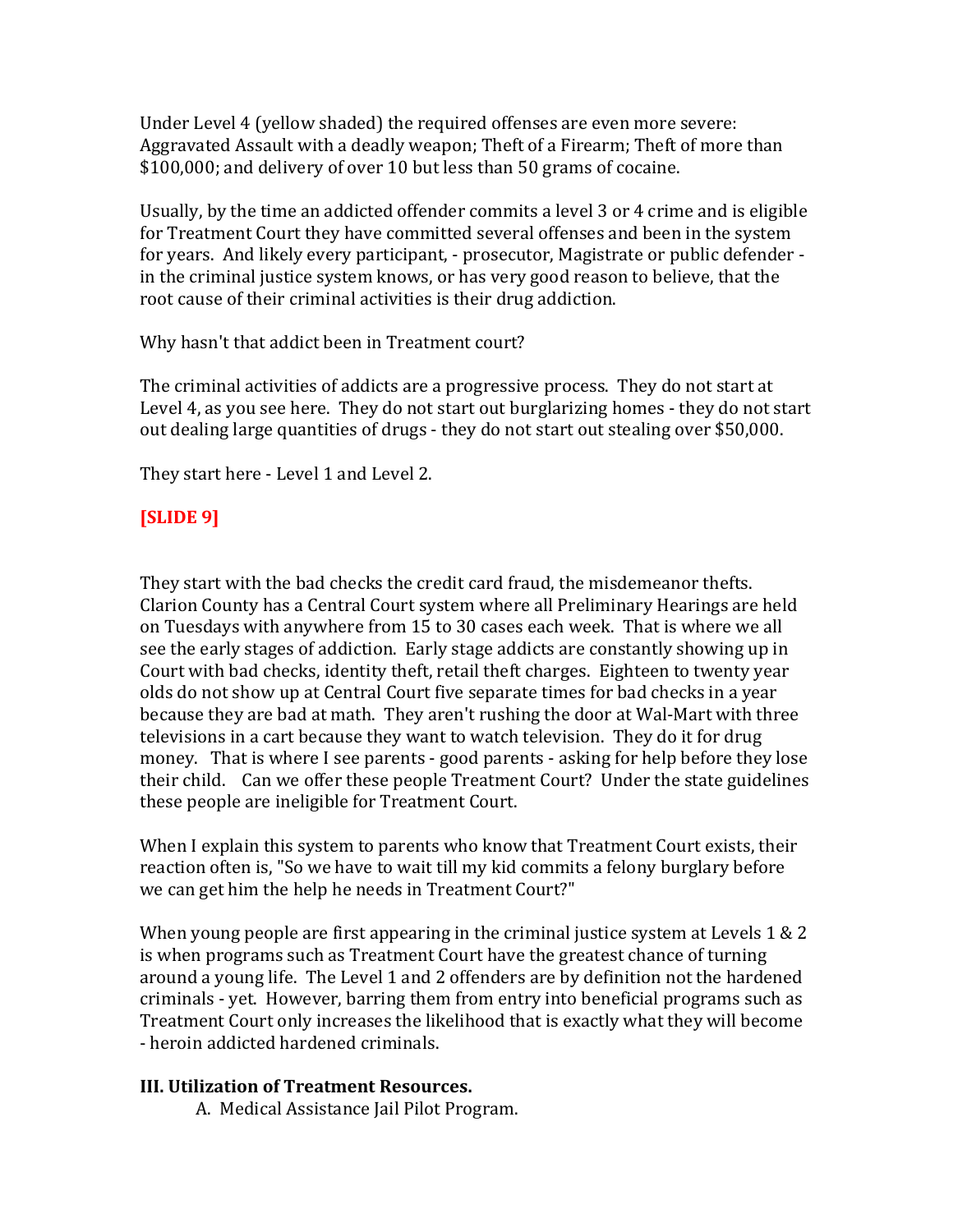Under Level 4 (yellow shaded) the required offenses are even more severe: Aggravated Assault with a deadly weapon; Theft of a Firearm; Theft of more than $100,000; and delivery of over 10 but less than 50 grams of cocaine.

Usually, by the time an addicted offender commits a level 3 or 4 crime and is eligible for Treatment Court they have committed several offenses and been in the system for years. And likely every participant, - prosecutor, Magistrate or public defender - in the criminal justice system knows, or has very good reason to believe, that the root cause of their criminal activities is their drug addiction.

Why hasn't that addict been in Treatment court?

The criminal activities of addicts are a progressive process. They do not start at Level 4, as you see here. They do not start out burglarizing homes - they do not start out dealing large quantities of drugs - they do not start out stealing over $50,000.

They start here - Level 1 and Level 2.

**[SLIDE 9]**

They start with the bad checks the credit card fraud, the misdemeanor thefts. Clarion County has a Central Court system where all Preliminary Hearings are held on Tuesdays with anywhere from 15 to 30 cases each week. That is where we all see the early stages of addiction. Early stage addicts are constantly showing up in Court with bad checks, identity theft, retail theft charges. Eighteen to twenty year olds do not show up at Central Court five separate times for bad checks in a year because they are bad at math. They aren't rushing the door at Wal-Mart with three televisions in a cart because they want to watch television. They do it for drug money. That is where I see parents - good parents - asking for help before they lose their child. Can we offer these people Treatment Court? Under the state guidelines these people are ineligible for Treatment Court.

When I explain this system to parents who know that Treatment Court exists, their reaction often is, "So we have to wait till my kid commits a felony burglary before we can get him the help he needs in Treatment Court?"

When young people are first appearing in the criminal justice system at Levels 1 & 2 is when programs such as Treatment Court have the greatest chance of turning around a young life. The Level 1 and 2 offenders are by definition not the hardened criminals - yet. However, barring them from entry into beneficial programs such as Treatment Court only increases the likelihood that is exactly what they will become - heroin addicted hardened criminals.

**III. Utilization of Treatment Resources.**

A. Medical Assistance Jail Pilot Program.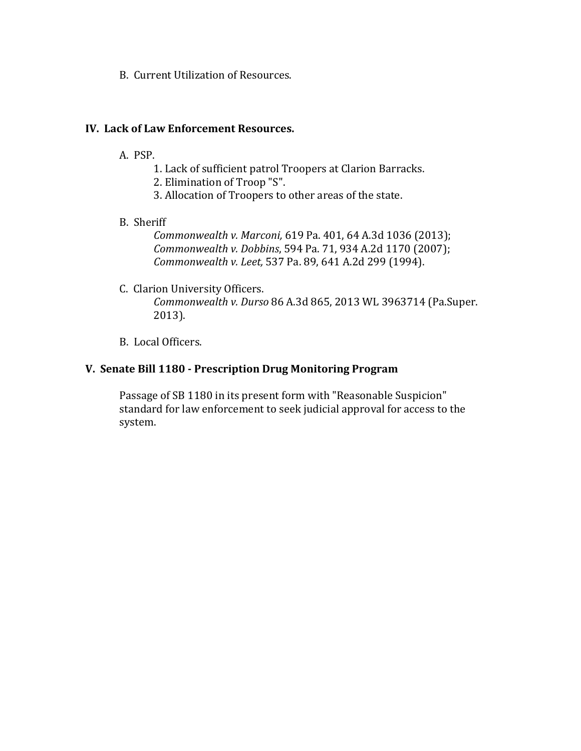B. Current Utilization of Resources.

## IV. Lack of Law Enforcement Resources.

A. PSP.

1. Lack of sufficient patrol Troopers at Clarion Barracks.
2. Elimination of Troop "S".
3. Allocation of Troopers to other areas of the state.

B. Sheriff

*Commonwealth v. Marconi,* 619 Pa. 401, 64 A.3d 1036 (2013);
*Commonwealth v. Dobbins*, 594 Pa. 71, 934 A.2d 1170 (2007);
*Commonwealth v. Leet,* 537 Pa. 89, 641 A.2d 299 (1994).

C. Clarion University Officers.

*Commonwealth v. Durso* 86 A.3d 865, 2013 WL 3963714 (Pa.Super. 2013).

B. Local Officers.

## V. Senate Bill 1180 - Prescription Drug Monitoring Program

Passage of SB 1180 in its present form with "Reasonable Suspicion" standard for law enforcement to seek judicial approval for access to the system.